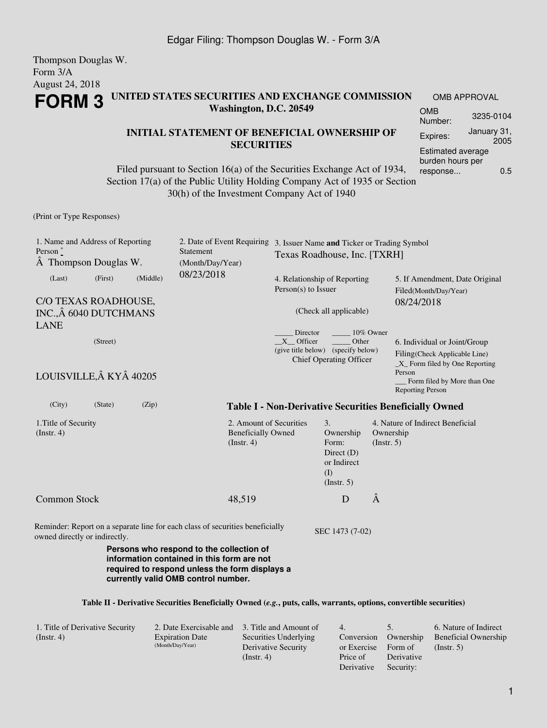Thompson Douglas W.
Form 3/A
August 24, 2018

# FORM 3

**UNITED STATES SECURITIES AND EXCHANGE COMMISSION**
**Washington, D.C. 20549**

| OMB APPROVAL | |
|---|---|
| OMB Number: | 3235-0104 |
| Expires: | January 31, 2005 |
| Estimated average burden hours per response... | 0.5 |

## INITIAL STATEMENT OF BENEFICIAL OWNERSHIP OF SECURITIES

Filed pursuant to Section 16(a) of the Securities Exchange Act of 1934, Section 17(a) of the Public Utility Holding Company Act of 1935 or Section 30(h) of the Investment Company Act of 1940

(Print or Type Responses)

1. Name and Address of Reporting Person *
Thompson Douglas W.
(Last) (First) (Middle)

C/O TEXAS ROADHOUSE, INC., 6040 DUTCHMANS LANE
(Street)

LOUISVILLE, KY 40205
(City) (State) (Zip)

2. Date of Event Requiring Statement (Month/Day/Year)
08/23/2018

3. Issuer Name **and** Ticker or Trading Symbol
Texas Roadhouse, Inc. [TXRH]

4. Relationship of Reporting Person(s) to Issuer
(Check all applicable)

_____ Director _____ 10% Owner
\_\_X\_\_ Officer (give title below) _____ Other (specify below)
Chief Operating Officer

5. If Amendment, Date Original Filed(Month/Day/Year)
08/24/2018

6. Individual or Joint/Group Filing(Check Applicable Line)
\_X\_ Form filed by One Reporting Person
\_\_\_ Form filed by More than One Reporting Person

**Table I - Non-Derivative Securities Beneficially Owned**

| 1.Title of Security (Instr. 4) | 2. Amount of Securities Beneficially Owned (Instr. 4) | 3. Ownership Form: Direct (D) or Indirect (I) (Instr. 5) | 4. Nature of Indirect Beneficial Ownership (Instr. 5) |
|---|---|---|---|
| Common Stock | 48,519 | D | |

Reminder: Report on a separate line for each class of securities beneficially owned directly or indirectly.

SEC 1473 (7-02)

**Persons who respond to the collection of information contained in this form are not required to respond unless the form displays a currently valid OMB control number.**

**Table II - Derivative Securities Beneficially Owned (*e.g.*, puts, calls, warrants, options, convertible securities)**

| 1. Title of Derivative Security (Instr. 4) | 2. Date Exercisable and Expiration Date (Month/Day/Year) | 3. Title and Amount of Securities Underlying Derivative Security (Instr. 4) | 4. Conversion or Exercise Price of Derivative | 5. Ownership Form of Derivative Security: | 6. Nature of Indirect Beneficial Ownership (Instr. 5) |
|---|---|---|---|---|---|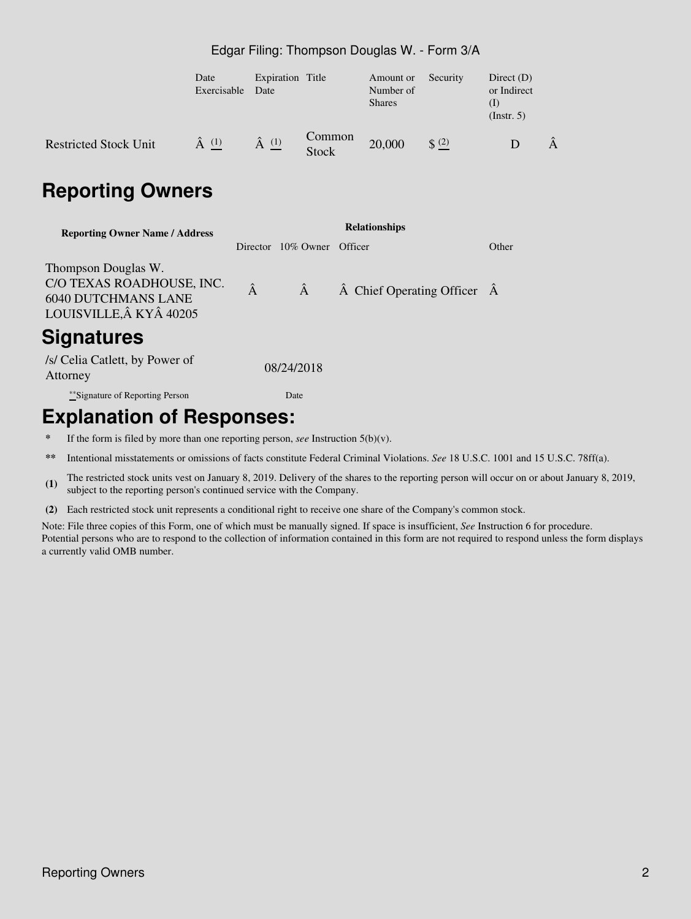| | Date Exercisable | Expiration Date | Title | Amount or Number of Shares | Security | Direct (D) or Indirect (I) (Instr. 5) | |
|---|---|---|---|---|---|---|---|
| Restricted Stock Unit | Â (1) | Â (1) | Common Stock | 20,000 | $ (2) | D | Â |

# Reporting Owners

| Reporting Owner Name / Address | Relationships | | | |
|---|---|---|---|---|
| | Director | 10% Owner | Officer | Other |
| Thompson Douglas W. C/O TEXAS ROADHOUSE, INC. 6040 DUTCHMANS LANE LOUISVILLE, Â KY Â 40205 | Â | Â | Â Chief Operating Officer | Â |

# Signatures

| | |
|---|---|
| /s/ Celia Catlett, by Power of Attorney | 08/24/2018 |
| **Signature of Reporting Person | Date |

# Explanation of Responses:

\* If the form is filed by more than one reporting person, *see* Instruction 5(b)(v).

\** Intentional misstatements or omissions of facts constitute Federal Criminal Violations. *See* 18 U.S.C. 1001 and 15 U.S.C. 78ff(a).

**(1)** The restricted stock units vest on January 8, 2019. Delivery of the shares to the reporting person will occur on or about January 8, 2019, subject to the reporting person's continued service with the Company.

**(2)** Each restricted stock unit represents a conditional right to receive one share of the Company's common stock.

Note: File three copies of this Form, one of which must be manually signed. If space is insufficient, *See* Instruction 6 for procedure.
Potential persons who are to respond to the collection of information contained in this form are not required to respond unless the form displays a currently valid OMB number.